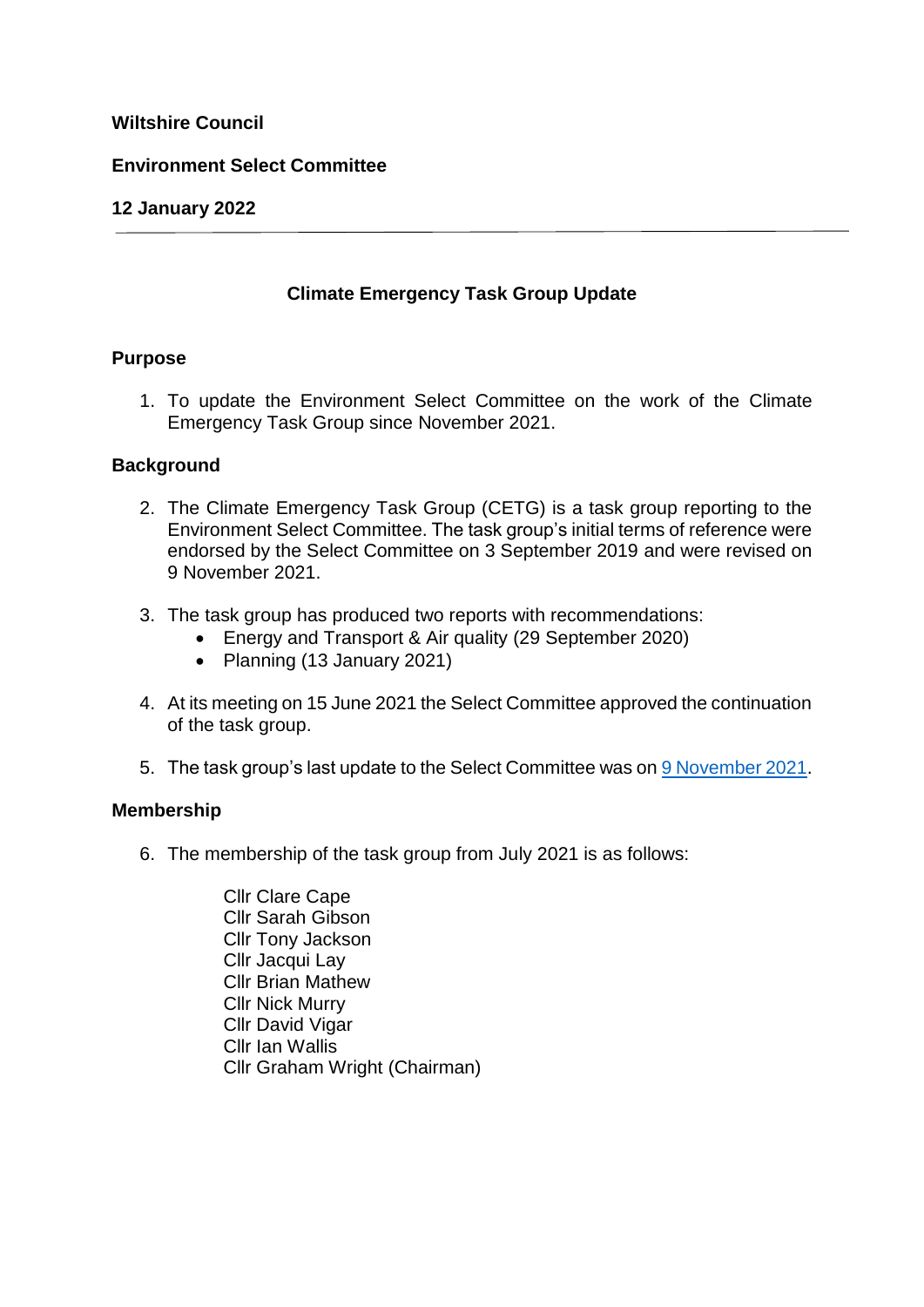**Wiltshire Council**

**Environment Select Committee**

**12 January 2022**

---

## Climate Emergency Task Group Update

### Purpose

1. To update the Environment Select Committee on the work of the Climate Emergency Task Group since November 2021.

### Background

2. The Climate Emergency Task Group (CETG) is a task group reporting to the Environment Select Committee. The task group's initial terms of reference were endorsed by the Select Committee on 3 September 2019 and were revised on 9 November 2021.

3. The task group has produced two reports with recommendations:
   - Energy and Transport & Air quality (29 September 2020)
   - Planning (13 January 2021)

4. At its meeting on 15 June 2021 the Select Committee approved the continuation of the task group.

5. The task group's last update to the Select Committee was on 9 November 2021.

### Membership

6. The membership of the task group from July 2021 is as follows:

   Cllr Clare Cape
   Cllr Sarah Gibson
   Cllr Tony Jackson
   Cllr Jacqui Lay
   Cllr Brian Mathew
   Cllr Nick Murry
   Cllr David Vigar
   Cllr Ian Wallis
   Cllr Graham Wright (Chairman)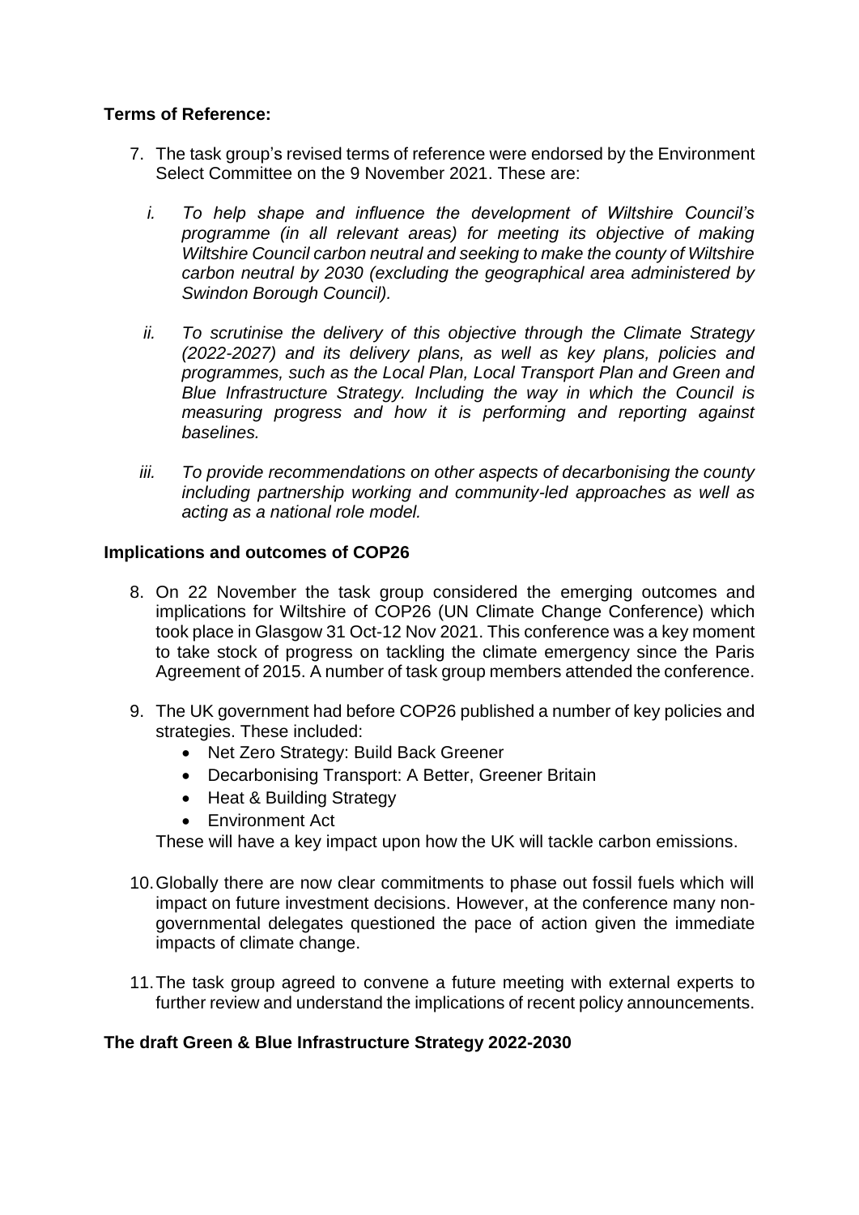**Terms of Reference:**

7. The task group's revised terms of reference were endorsed by the Environment Select Committee on the 9 November 2021. These are:

   i. *To help shape and influence the development of Wiltshire Council's programme (in all relevant areas) for meeting its objective of making Wiltshire Council carbon neutral and seeking to make the county of Wiltshire carbon neutral by 2030 (excluding the geographical area administered by Swindon Borough Council).*

   ii. *To scrutinise the delivery of this objective through the Climate Strategy (2022-2027) and its delivery plans, as well as key plans, policies and programmes, such as the Local Plan, Local Transport Plan and Green and Blue Infrastructure Strategy. Including the way in which the Council is measuring progress and how it is performing and reporting against baselines.*

   iii. *To provide recommendations on other aspects of decarbonising the county including partnership working and community-led approaches as well as acting as a national role model.*

**Implications and outcomes of COP26**

8. On 22 November the task group considered the emerging outcomes and implications for Wiltshire of COP26 (UN Climate Change Conference) which took place in Glasgow 31 Oct-12 Nov 2021. This conference was a key moment to take stock of progress on tackling the climate emergency since the Paris Agreement of 2015. A number of task group members attended the conference.

9. The UK government had before COP26 published a number of key policies and strategies. These included:
   - Net Zero Strategy: Build Back Greener
   - Decarbonising Transport: A Better, Greener Britain
   - Heat & Building Strategy
   - Environment Act

   These will have a key impact upon how the UK will tackle carbon emissions.

10. Globally there are now clear commitments to phase out fossil fuels which will impact on future investment decisions. However, at the conference many non-governmental delegates questioned the pace of action given the immediate impacts of climate change.

11. The task group agreed to convene a future meeting with external experts to further review and understand the implications of recent policy announcements.

**The draft Green & Blue Infrastructure Strategy 2022-2030**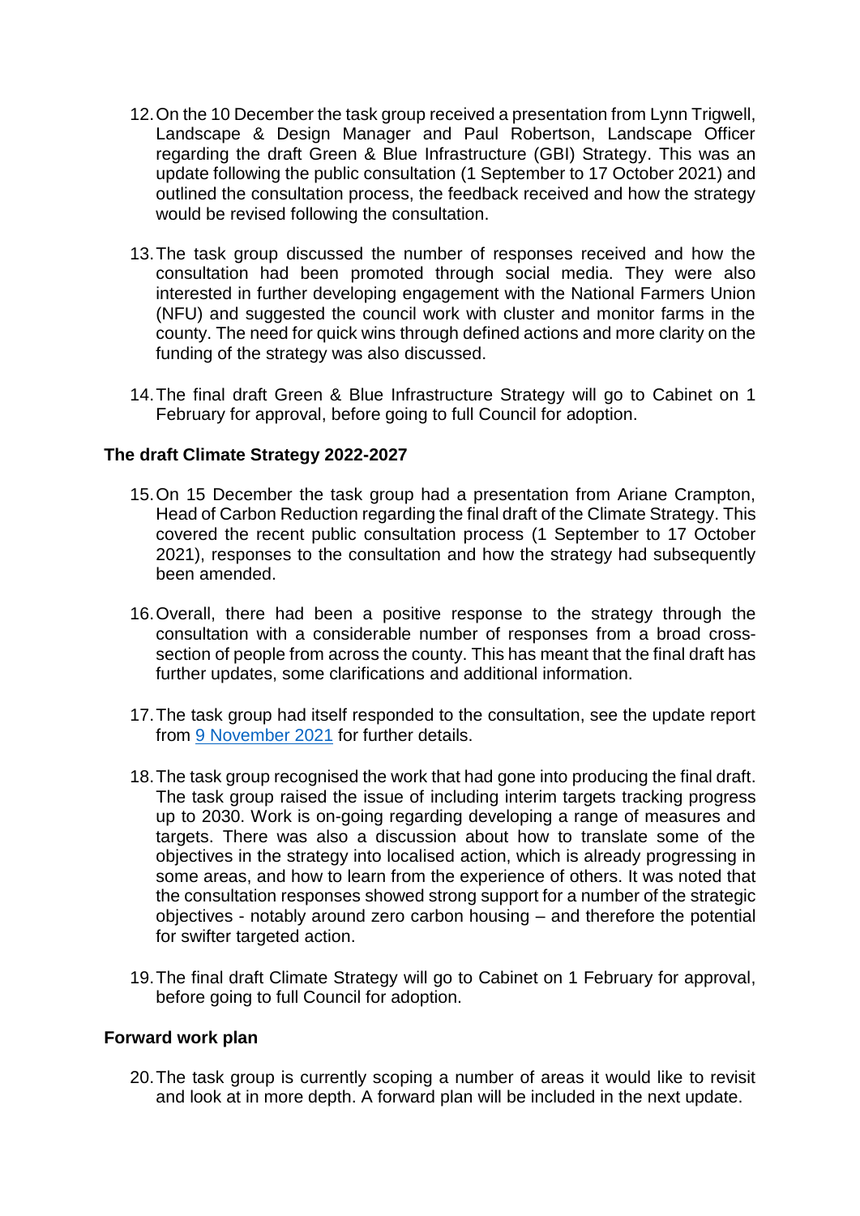12. On the 10 December the task group received a presentation from Lynn Trigwell, Landscape & Design Manager and Paul Robertson, Landscape Officer regarding the draft Green & Blue Infrastructure (GBI) Strategy. This was an update following the public consultation (1 September to 17 October 2021) and outlined the consultation process, the feedback received and how the strategy would be revised following the consultation.

13. The task group discussed the number of responses received and how the consultation had been promoted through social media. They were also interested in further developing engagement with the National Farmers Union (NFU) and suggested the council work with cluster and monitor farms in the county. The need for quick wins through defined actions and more clarity on the funding of the strategy was also discussed.

14. The final draft Green & Blue Infrastructure Strategy will go to Cabinet on 1 February for approval, before going to full Council for adoption.

**The draft Climate Strategy 2022-2027**

15. On 15 December the task group had a presentation from Ariane Crampton, Head of Carbon Reduction regarding the final draft of the Climate Strategy. This covered the recent public consultation process (1 September to 17 October 2021), responses to the consultation and how the strategy had subsequently been amended.

16. Overall, there had been a positive response to the strategy through the consultation with a considerable number of responses from a broad cross-section of people from across the county. This has meant that the final draft has further updates, some clarifications and additional information.

17. The task group had itself responded to the consultation, see the update report from [9 November 2021](#) for further details.

18. The task group recognised the work that had gone into producing the final draft. The task group raised the issue of including interim targets tracking progress up to 2030. Work is on-going regarding developing a range of measures and targets. There was also a discussion about how to translate some of the objectives in the strategy into localised action, which is already progressing in some areas, and how to learn from the experience of others. It was noted that the consultation responses showed strong support for a number of the strategic objectives - notably around zero carbon housing – and therefore the potential for swifter targeted action.

19. The final draft Climate Strategy will go to Cabinet on 1 February for approval, before going to full Council for adoption.

**Forward work plan**

20. The task group is currently scoping a number of areas it would like to revisit and look at in more depth. A forward plan will be included in the next update.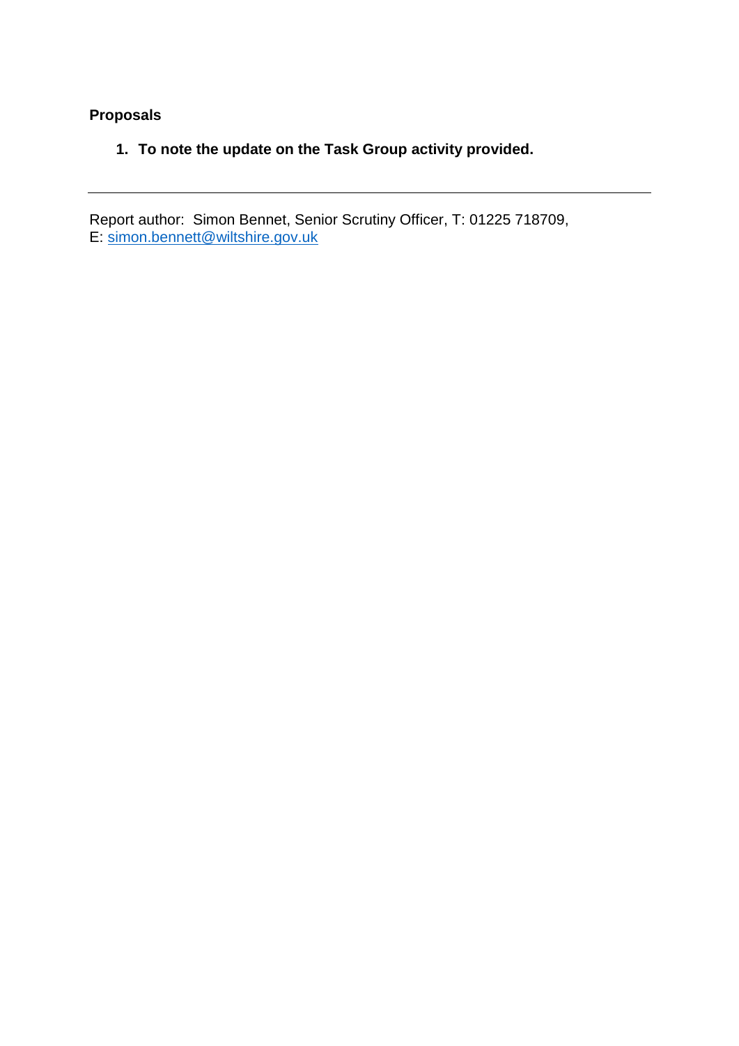**Proposals**

1. **To note the update on the Task Group activity provided.**

---

Report author: Simon Bennet, Senior Scrutiny Officer, T: 01225 718709,
E: simon.bennett@wiltshire.gov.uk